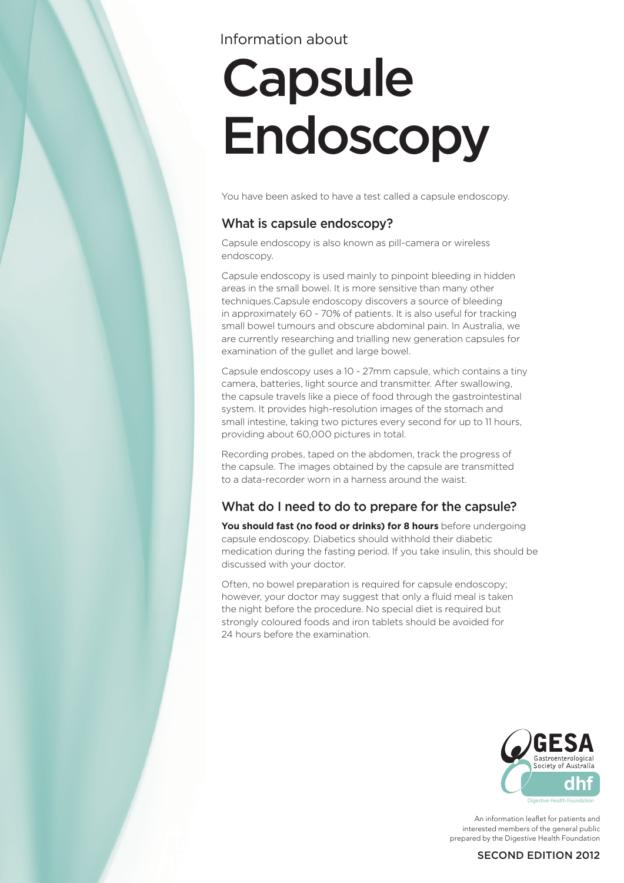Information about

# Capsule Endoscopy

You have been asked to have a test called a capsule endoscopy.

## What is capsule endoscopy?

Capsule endoscopy is also known as pill-camera or wireless endoscopy.

Capsule endoscopy is used mainly to pinpoint bleeding in hidden areas in the small bowel. It is more sensitive than many other techniques.Capsule endoscopy discovers a source of bleeding in approximately 60 - 70% of patients. It is also useful for tracking small bowel tumours and obscure abdominal pain. In Australia, we are currently researching and trialling new generation capsules for examination of the gullet and large bowel.

Capsule endoscopy uses a 10 - 27mm capsule, which contains a tiny camera, batteries, light source and transmitter. After swallowing, the capsule travels like a piece of food through the gastrointestinal system. It provides high-resolution images of the stomach and small intestine, taking two pictures every second for up to 11 hours, providing about 60,000 pictures in total.

Recording probes, taped on the abdomen, track the progress of the capsule. The images obtained by the capsule are transmitted to a data-recorder worn in a harness around the waist.

## What do I need to do to prepare for the capsule?

**You should fast (no food or drinks) for 8 hours** before undergoing capsule endoscopy. Diabetics should withhold their diabetic medication during the fasting period. If you take insulin, this should be discussed with your doctor.

Often, no bowel preparation is required for capsule endoscopy; however, your doctor may suggest that only a fluid meal is taken the night before the procedure. No special diet is required but strongly coloured foods and iron tablets should be avoided for 24 hours before the examination.

GESA Gastroenterological Society of Australia

dhf Digestive Health Foundation

An information leaflet for patients and interested members of the general public prepared by the Digestive Health Foundation

SECOND EDITION 2012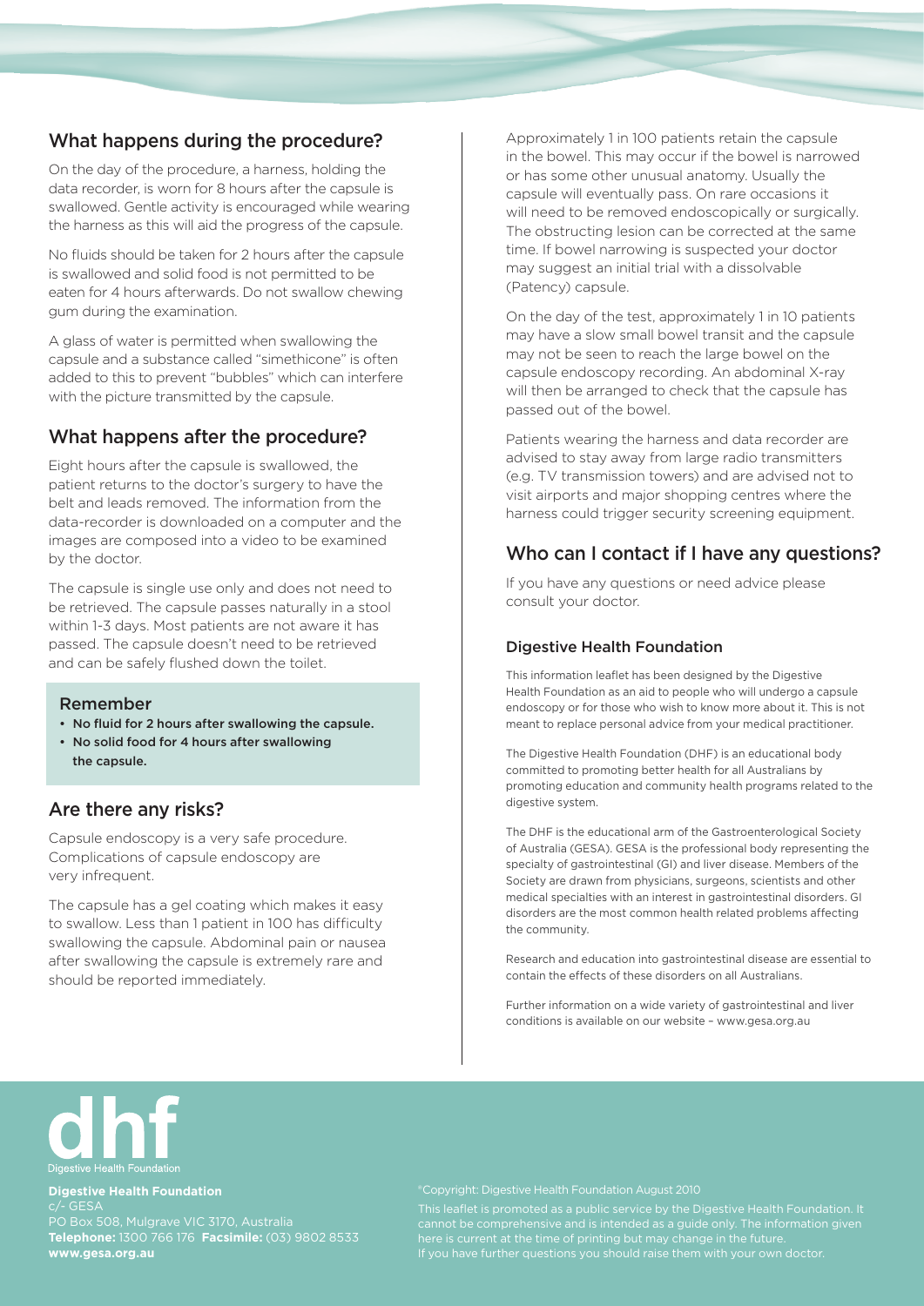## What happens during the procedure?

On the day of the procedure, a harness, holding the data recorder, is worn for 8 hours after the capsule is swallowed. Gentle activity is encouraged while wearing the harness as this will aid the progress of the capsule.

No fluids should be taken for 2 hours after the capsule is swallowed and solid food is not permitted to be eaten for 4 hours afterwards. Do not swallow chewing gum during the examination.

A glass of water is permitted when swallowing the capsule and a substance called "simethicone" is often added to this to prevent "bubbles" which can interfere with the picture transmitted by the capsule.

## What happens after the procedure?

Eight hours after the capsule is swallowed, the patient returns to the doctor's surgery to have the belt and leads removed. The information from the data-recorder is downloaded on a computer and the images are composed into a video to be examined by the doctor.

The capsule is single use only and does not need to be retrieved. The capsule passes naturally in a stool within 1-3 days. Most patients are not aware it has passed. The capsule doesn't need to be retrieved and can be safely flushed down the toilet.

### Remember

- **No fluid for 2 hours after swallowing the capsule.**
- **No solid food for 4 hours after swallowing the capsule.**

## Are there any risks?

Capsule endoscopy is a very safe procedure. Complications of capsule endoscopy are very infrequent.

The capsule has a gel coating which makes it easy to swallow. Less than 1 patient in 100 has difficulty swallowing the capsule. Abdominal pain or nausea after swallowing the capsule is extremely rare and should be reported immediately.

Approximately 1 in 100 patients retain the capsule in the bowel. This may occur if the bowel is narrowed or has some other unusual anatomy. Usually the capsule will eventually pass. On rare occasions it will need to be removed endoscopically or surgically. The obstructing lesion can be corrected at the same time. If bowel narrowing is suspected your doctor may suggest an initial trial with a dissolvable (Patency) capsule.

On the day of the test, approximately 1 in 10 patients may have a slow small bowel transit and the capsule may not be seen to reach the large bowel on the capsule endoscopy recording. An abdominal X-ray will then be arranged to check that the capsule has passed out of the bowel.

Patients wearing the harness and data recorder are advised to stay away from large radio transmitters (e.g. TV transmission towers) and are advised not to visit airports and major shopping centres where the harness could trigger security screening equipment.

## Who can I contact if I have any questions?

If you have any questions or need advice please consult your doctor.

### Digestive Health Foundation

This information leaflet has been designed by the Digestive Health Foundation as an aid to people who will undergo a capsule endoscopy or for those who wish to know more about it. This is not meant to replace personal advice from your medical practitioner.

The Digestive Health Foundation (DHF) is an educational body committed to promoting better health for all Australians by promoting education and community health programs related to the digestive system.

The DHF is the educational arm of the Gastroenterological Society of Australia (GESA). GESA is the professional body representing the specialty of gastrointestinal (GI) and liver disease. Members of the Society are drawn from physicians, surgeons, scientists and other medical specialties with an interest in gastrointestinal disorders. GI disorders are the most common health related problems affecting the community.

Research and education into gastrointestinal disease are essential to contain the effects of these disorders on all Australians.

Further information on a wide variety of gastrointestinal and liver conditions is available on our website – www.gesa.org.au

dhf
Digestive Health Foundation

**Digestive Health Foundation**
c/- GESA
PO Box 508, Mulgrave VIC 3170, Australia
**Telephone:** 1300 766 176 **Facsimile:** (03) 9802 8533
**www.gesa.org.au**

©Copyright: Digestive Health Foundation August 2010

This leaflet is promoted as a public service by the Digestive Health Foundation. It cannot be comprehensive and is intended as a guide only. The information given here is current at the time of printing but may change in the future. If you have further questions you should raise them with your own doctor.